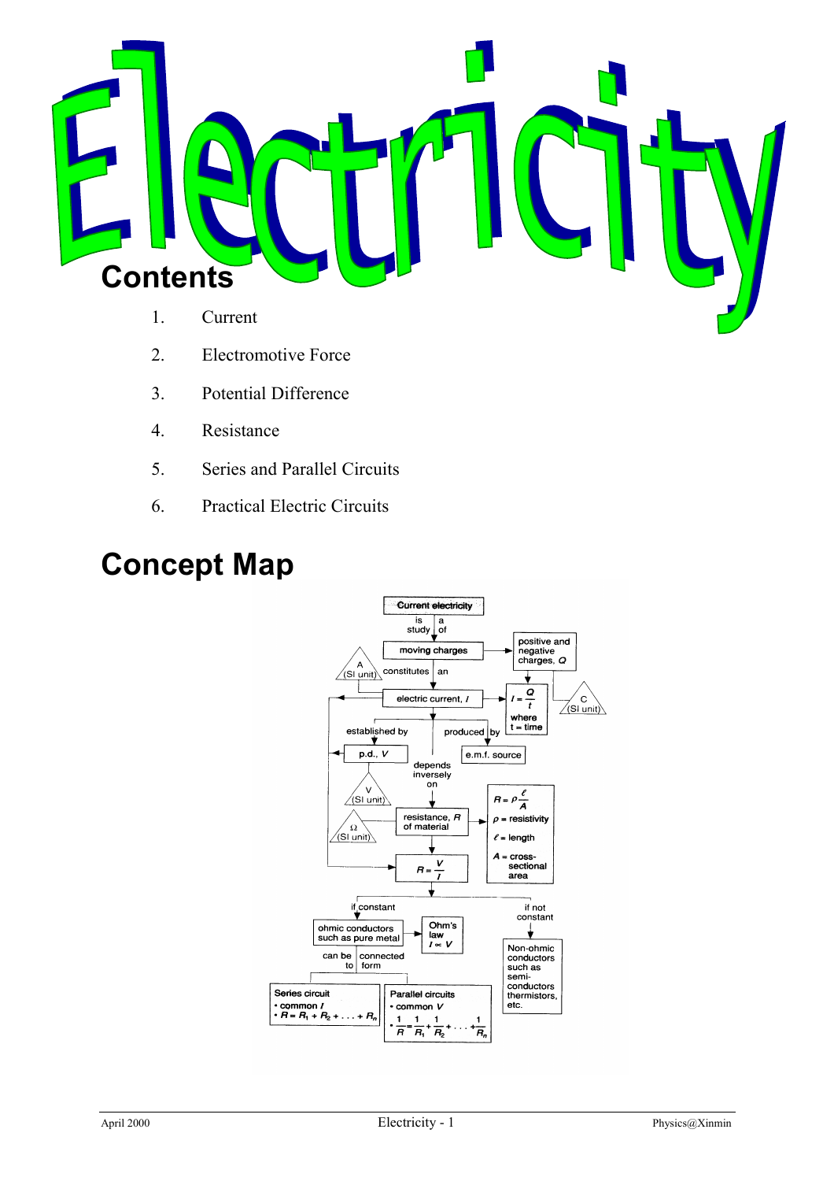# Electricity

## Contents

1. Current
2. Electromotive Force
3. Potential Difference
4. Resistance
5. Series and Parallel Circuits
6. Practical Electric Circuits

## Concept Map

- **Current electricity** is a study of **moving charges**
- **Moving charges** → **positive and negative charges, $Q$** (C, SI unit)
- **Moving charges** constitutes an **electric current, $I$** (A, SI unit)
- $I = \frac{Q}{t}$, where $t$ = time
- **Electric current** is established by **p.d., $V$** (V, SI unit)
- **Electric current** is produced by an **e.m.f. source**
- **Electric current** depends inversely on **resistance, $R$ of material** (Ω, SI unit)
  - $R = \rho \frac{\ell}{A}$
  - $\rho$ = resistivity
  - $\ell$ = length
  - $A$ = cross-sectional area
- $R = \frac{V}{I}$
  - If constant: **ohmic conductors such as pure metal** → **Ohm's law** $I \propto V$
    - can be connected to form:
      - **Series circuit**
        - common $I$
        - $R = R_1 + R_2 + \ldots + R_n$
      - **Parallel circuits**
        - common $V$
        - $\frac{1}{R} = \frac{1}{R_1} + \frac{1}{R_2} + \ldots + \frac{1}{R_n}$
  - If not constant: **Non-ohmic conductors such as semi-conductors thermistors, etc.**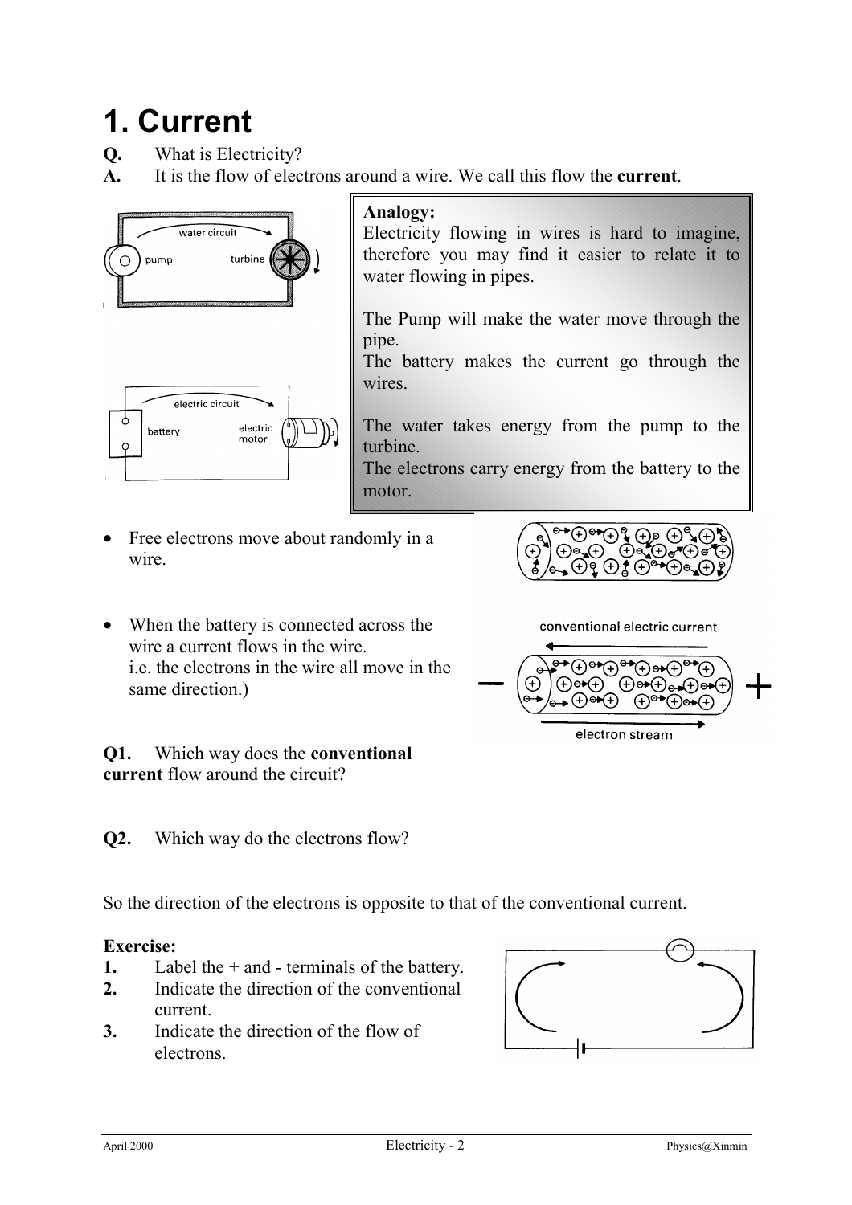# 1. Current

**Q.** What is Electricity?
**A.** It is the flow of electrons around a wire. We call this flow the **current**.

**Analogy:**
Electricity flowing in wires is hard to imagine, therefore you may find it easier to relate it to water flowing in pipes.

The Pump will make the water move through the pipe.
The battery makes the current go through the wires.

The water takes energy from the pump to the turbine.
The electrons carry energy from the battery to the motor.

- Free electrons move about randomly in a wire.

- When the battery is connected across the wire a current flows in the wire.
  i.e. the electrons in the wire all move in the same direction.)

**Q1.** Which way does the **conventional current** flow around the circuit?

**Q2.** Which way do the electrons flow?

So the direction of the electrons is opposite to that of the conventional current.

**Exercise:**
1. Label the + and - terminals of the battery.
2. Indicate the direction of the conventional current.
3. Indicate the direction of the flow of electrons.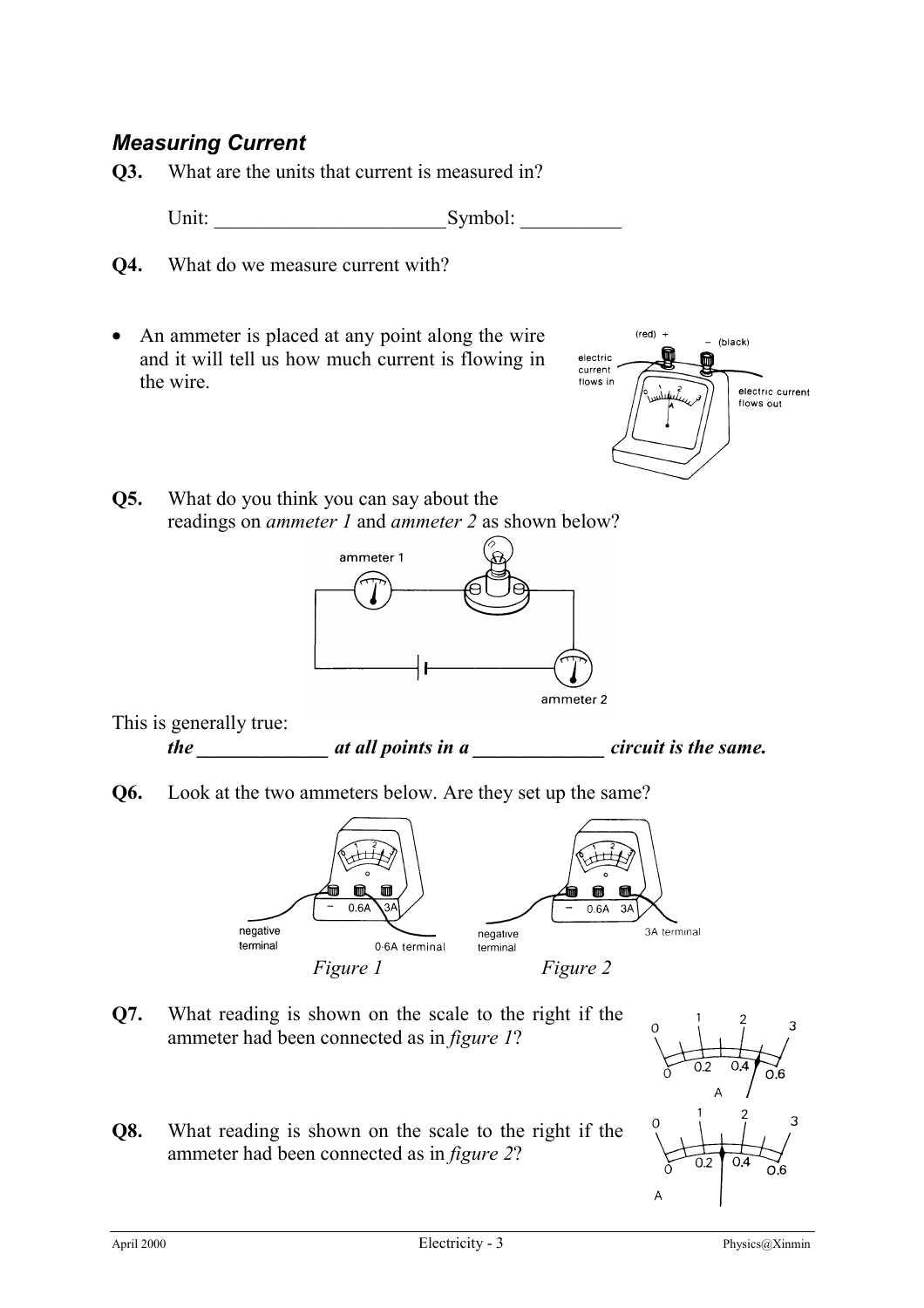## *Measuring Current*

**Q3.** What are the units that current is measured in?

Unit: ______________________ Symbol: __________

**Q4.** What do we measure current with?

- An ammeter is placed at any point along the wire and it will tell us how much current is flowing in the wire.

**Q5.** What do you think you can say about the readings on *ammeter 1* and *ammeter 2* as shown below?

This is generally true:

***the \_\_\_\_\_\_\_\_\_\_\_\_\_ at all points in a \_\_\_\_\_\_\_\_\_\_\_\_\_ circuit is the same.***

**Q6.** Look at the two ammeters below. Are they set up the same?

*Figure 1* *Figure 2*

**Q7.** What reading is shown on the scale to the right if the ammeter had been connected as in *figure 1*?

**Q8.** What reading is shown on the scale to the right if the ammeter had been connected as in *figure 2*?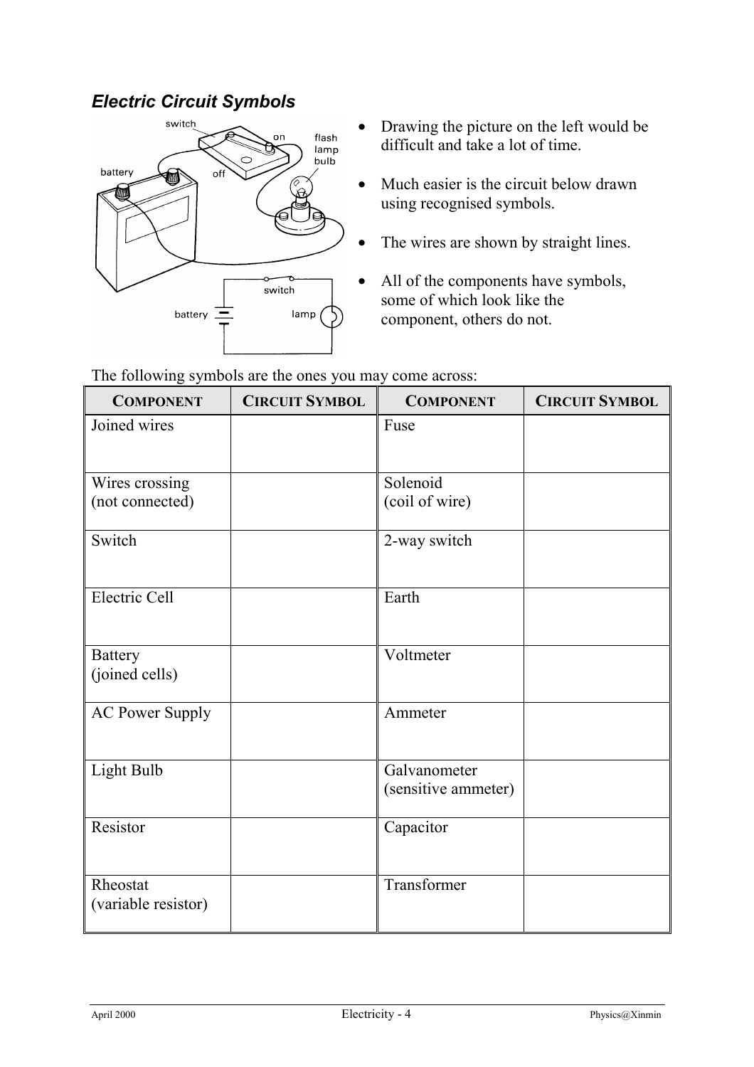## *Electric Circuit Symbols*

- Drawing the picture on the left would be difficult and take a lot of time.
- Much easier is the circuit below drawn using recognised symbols.
- The wires are shown by straight lines.
- All of the components have symbols, some of which look like the component, others do not.

The following symbols are the ones you may come across:

| COMPONENT | CIRCUIT SYMBOL | COMPONENT | CIRCUIT SYMBOL |
|---|---|---|---|
| Joined wires | | Fuse | |
| Wires crossing (not connected) | | Solenoid (coil of wire) | |
| Switch | | 2-way switch | |
| Electric Cell | | Earth | |
| Battery (joined cells) | | Voltmeter | |
| AC Power Supply | | Ammeter | |
| Light Bulb | | Galvanometer (sensitive ammeter) | |
| Resistor | | Capacitor | |
| Rheostat (variable resistor) | | Transformer | |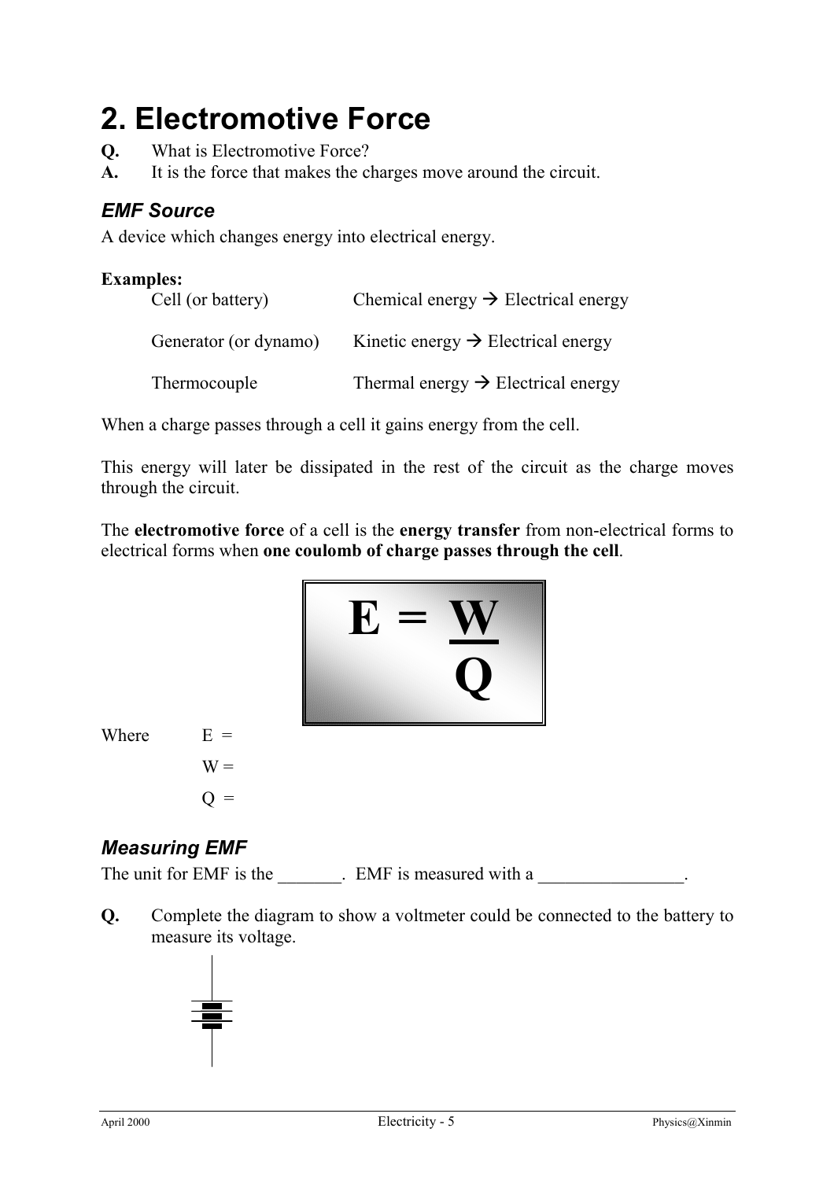# 2. Electromotive Force

**Q.** What is Electromotive Force?

**A.** It is the force that makes the charges move around the circuit.

### *EMF Source*

A device which changes energy into electrical energy.

**Examples:**

| | |
|---|---|
| Cell (or battery) | Chemical energy → Electrical energy |
| Generator (or dynamo) | Kinetic energy → Electrical energy |
| Thermocouple | Thermal energy → Electrical energy |

When a charge passes through a cell it gains energy from the cell.

This energy will later be dissipated in the rest of the circuit as the charge moves through the circuit.

The **electromotive force** of a cell is the **energy transfer** from non-electrical forms to electrical forms when **one coulomb of charge passes through the cell**.

$$E = \frac{W}{Q}$$

Where $E$ =

$W$ =

$Q$ =

### *Measuring EMF*

The unit for EMF is the _______. EMF is measured with a ________________.

**Q.** Complete the diagram to show a voltmeter could be connected to the battery to measure its voltage.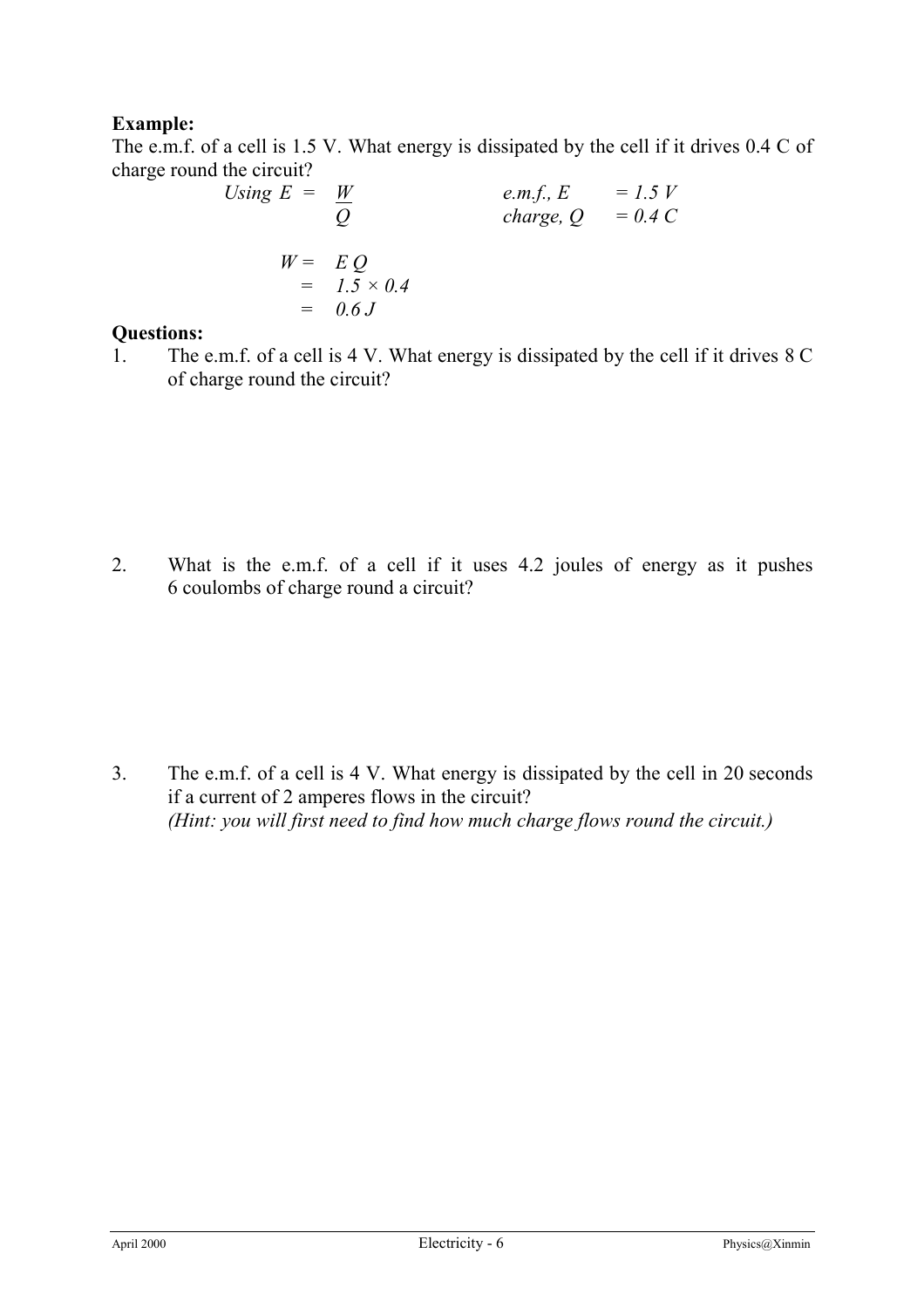**Example:**

The e.m.f. of a cell is 1.5 V. What energy is dissipated by the cell if it drives 0.4 C of charge round the circuit?

*Using* $E = \frac{W}{Q}$ e.m.f., $E = 1.5\ V$ charge, $Q = 0.4\ C$

$$W = E\,Q$$
$$= 1.5 \times 0.4$$
$$= 0.6\ J$$

**Questions:**

1. The e.m.f. of a cell is 4 V. What energy is dissipated by the cell if it drives 8 C of charge round the circuit?

2. What is the e.m.f. of a cell if it uses 4.2 joules of energy as it pushes 6 coulombs of charge round a circuit?

3. The e.m.f. of a cell is 4 V. What energy is dissipated by the cell in 20 seconds if a current of 2 amperes flows in the circuit?
   *(Hint: you will first need to find how much charge flows round the circuit.)*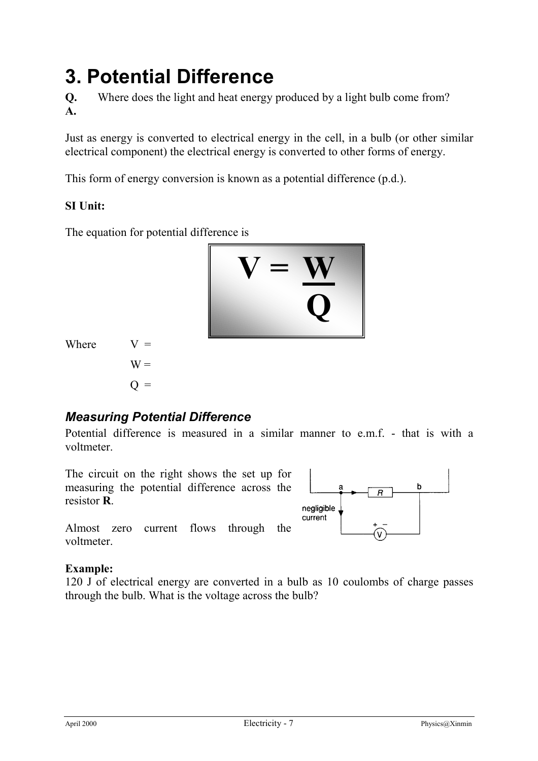# 3. Potential Difference

**Q.** Where does the light and heat energy produced by a light bulb come from?

**A.**

Just as energy is converted to electrical energy in the cell, in a bulb (or other similar electrical component) the electrical energy is converted to other forms of energy.

This form of energy conversion is known as a potential difference (p.d.).

**SI Unit:**

The equation for potential difference is

$$V = \frac{W}{Q}$$

Where $V$ =

$W$ =

$Q$ =

## *Measuring Potential Difference*

Potential difference is measured in a similar manner to e.m.f. - that is with a voltmeter.

The circuit on the right shows the set up for measuring the potential difference across the resistor **R**.

Almost zero current flows through the voltmeter.

**Example:**

120 J of electrical energy are converted in a bulb as 10 coulombs of charge passes through the bulb. What is the voltage across the bulb?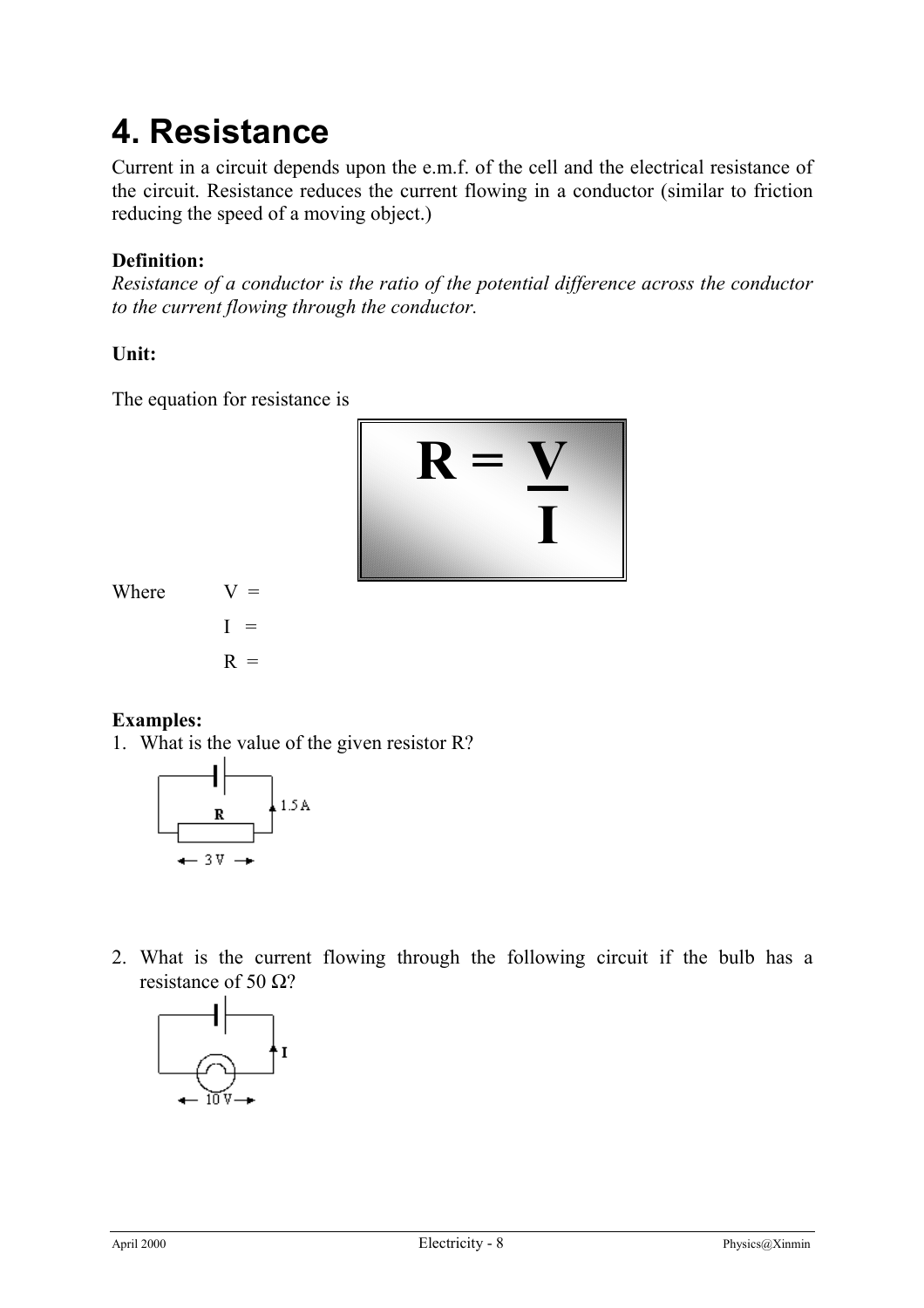# 4. Resistance

Current in a circuit depends upon the e.m.f. of the cell and the electrical resistance of the circuit. Resistance reduces the current flowing in a conductor (similar to friction reducing the speed of a moving object.)

**Definition:**

*Resistance of a conductor is the ratio of the potential difference across the conductor to the current flowing through the conductor.*

**Unit:**

The equation for resistance is

$$R = \frac{V}{I}$$

Where $V$ =

$I$ =

$R$ =

**Examples:**

1. What is the value of the given resistor R?

   R, 1.5 A, 3 V

2. What is the current flowing through the following circuit if the bulb has a resistance of 50 Ω?

   I, 10 V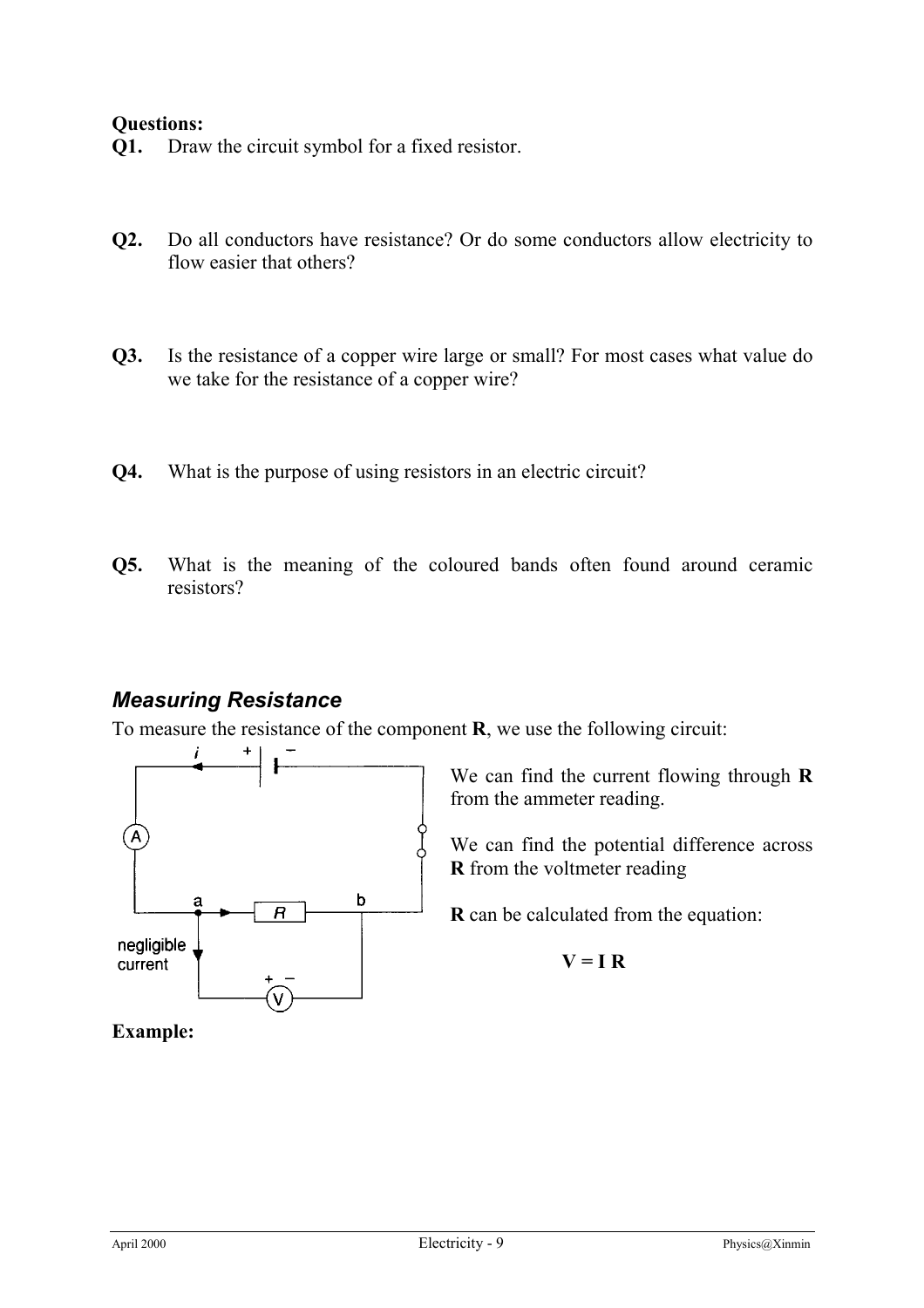**Questions:**

**Q1.** Draw the circuit symbol for a fixed resistor.

**Q2.** Do all conductors have resistance? Or do some conductors allow electricity to flow easier that others?

**Q3.** Is the resistance of a copper wire large or small? For most cases what value do we take for the resistance of a copper wire?

**Q4.** What is the purpose of using resistors in an electric circuit?

**Q5.** What is the meaning of the coloured bands often found around ceramic resistors?

### *Measuring Resistance*

To measure the resistance of the component **R**, we use the following circuit:

We can find the current flowing through **R** from the ammeter reading.

We can find the potential difference across **R** from the voltmeter reading

**R** can be calculated from the equation:

$$V = I R$$

**Example:**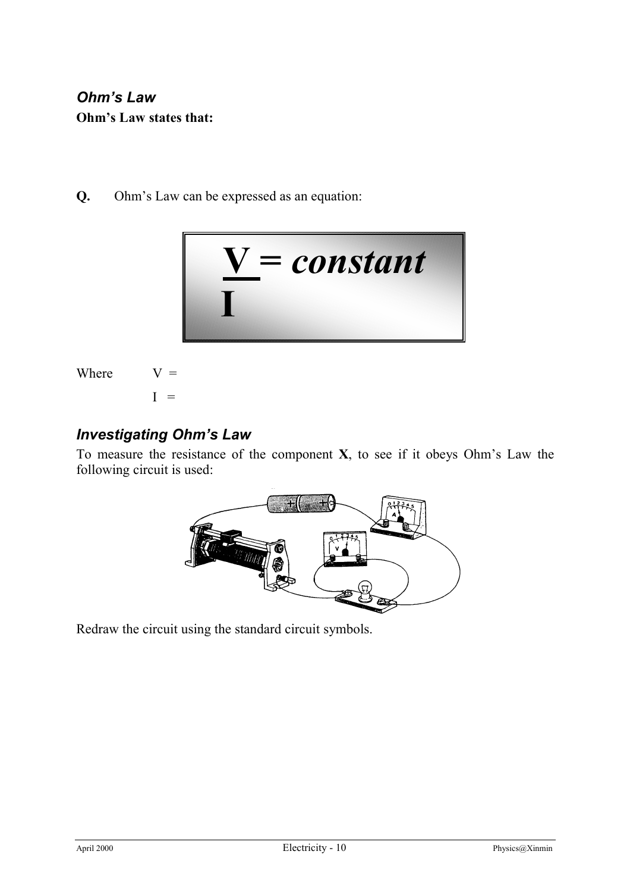## *Ohm's Law*

**Ohm's Law states that:**

**Q.** Ohm's Law can be expressed as an equation:

$$\frac{V}{I} = constant$$

Where V =

I =

## *Investigating Ohm's Law*

To measure the resistance of the component **X**, to see if it obeys Ohm's Law the following circuit is used:

Redraw the circuit using the standard circuit symbols.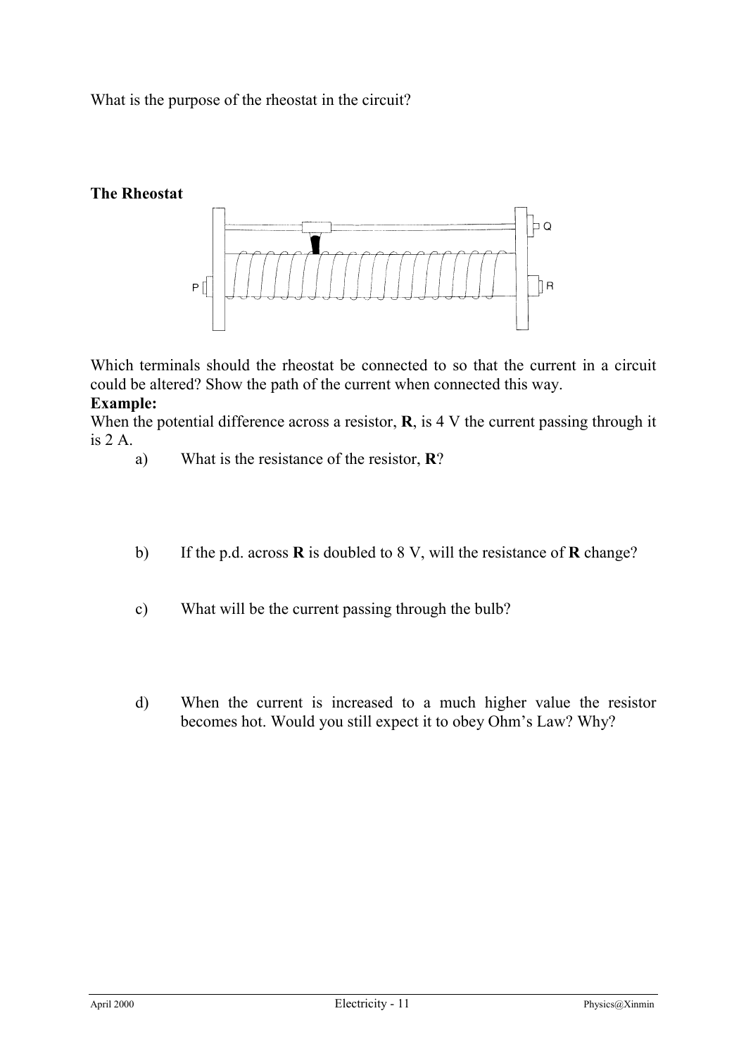What is the purpose of the rheostat in the circuit?

**The Rheostat**

Which terminals should the rheostat be connected to so that the current in a circuit could be altered? Show the path of the current when connected this way.

**Example:**

When the potential difference across a resistor, **R**, is 4 V the current passing through it is 2 A.

a) What is the resistance of the resistor, **R**?

b) If the p.d. across **R** is doubled to 8 V, will the resistance of **R** change?

c) What will be the current passing through the bulb?

d) When the current is increased to a much higher value the resistor becomes hot. Would you still expect it to obey Ohm's Law? Why?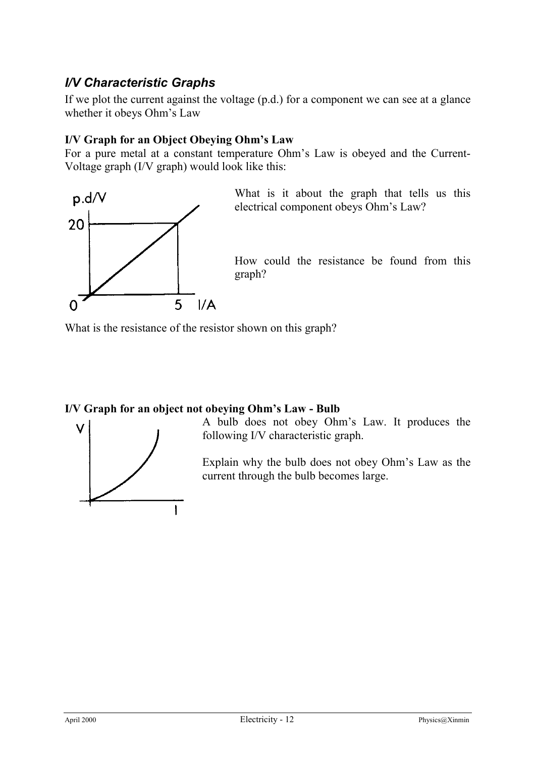## *I/V Characteristic Graphs*

If we plot the current against the voltage (p.d.) for a component we can see at a glance whether it obeys Ohm's Law

### I/V Graph for an Object Obeying Ohm's Law

For a pure metal at a constant temperature Ohm's Law is obeyed and the Current-Voltage graph (I/V graph) would look like this:

What is it about the graph that tells us this electrical component obeys Ohm's Law?

How could the resistance be found from this graph?

What is the resistance of the resistor shown on this graph?

### I/V Graph for an object not obeying Ohm's Law - Bulb

A bulb does not obey Ohm's Law. It produces the following I/V characteristic graph.

Explain why the bulb does not obey Ohm's Law as the current through the bulb becomes large.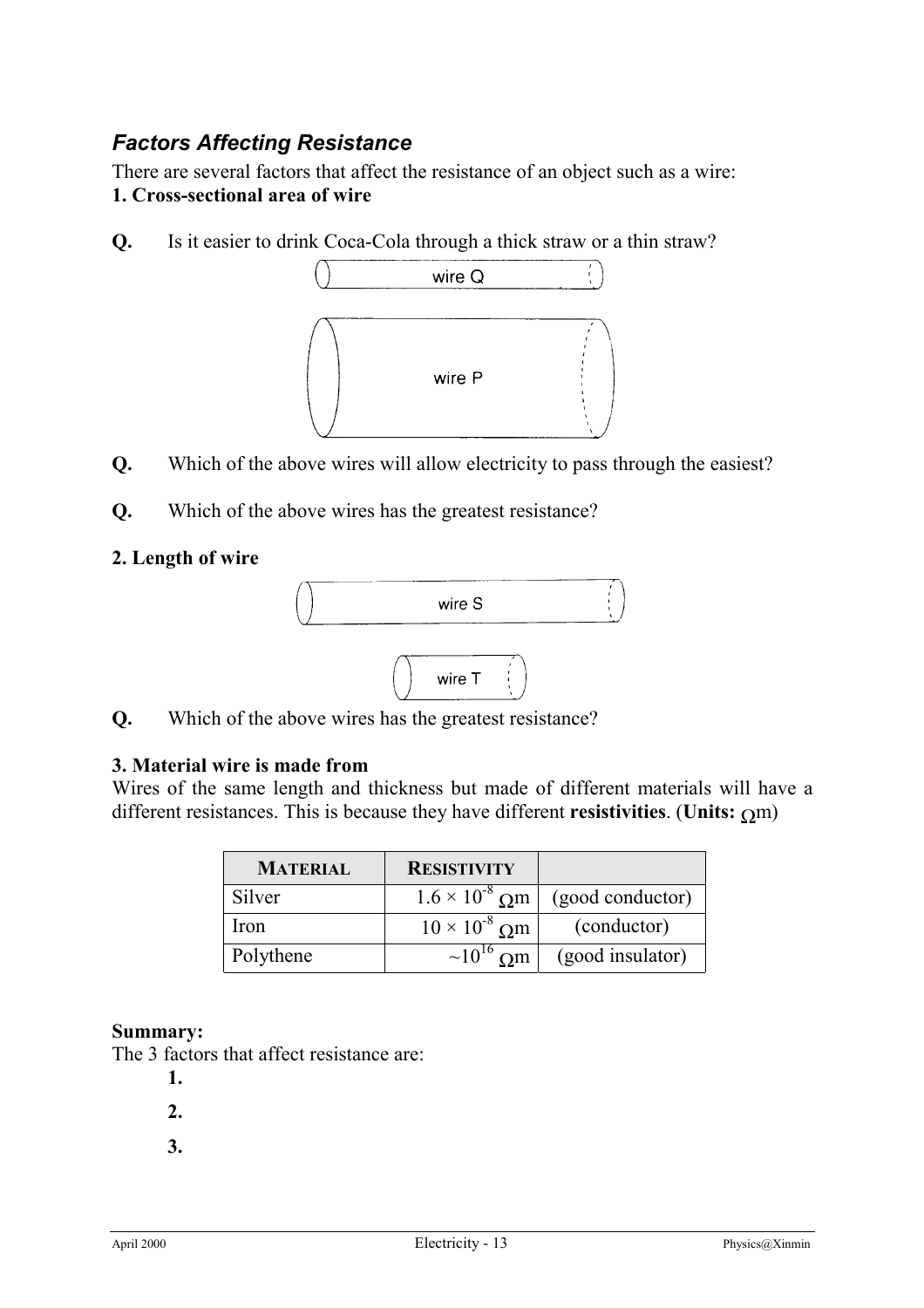## *Factors Affecting Resistance*

There are several factors that affect the resistance of an object such as a wire:

**1. Cross-sectional area of wire**

**Q.** Is it easier to drink Coca-Cola through a thick straw or a thin straw?

wire Q

wire P

**Q.** Which of the above wires will allow electricity to pass through the easiest?

**Q.** Which of the above wires has the greatest resistance?

**2. Length of wire**

wire S

wire T

**Q.** Which of the above wires has the greatest resistance?

**3. Material wire is made from**

Wires of the same length and thickness but made of different materials will have a different resistances. This is because they have different **resistivities**. (**Units:** $\Omega$m)

| MATERIAL | RESISTIVITY | |
|---|---|---|
| Silver | $1.6 \times 10^{-8}$ $\Omega$m | (good conductor) |
| Iron | $10 \times 10^{-8}$ $\Omega$m | (conductor) |
| Polythene | $\sim 10^{16}$ $\Omega$m | (good insulator) |

**Summary:**

The 3 factors that affect resistance are:

**1.**

**2.**

**3.**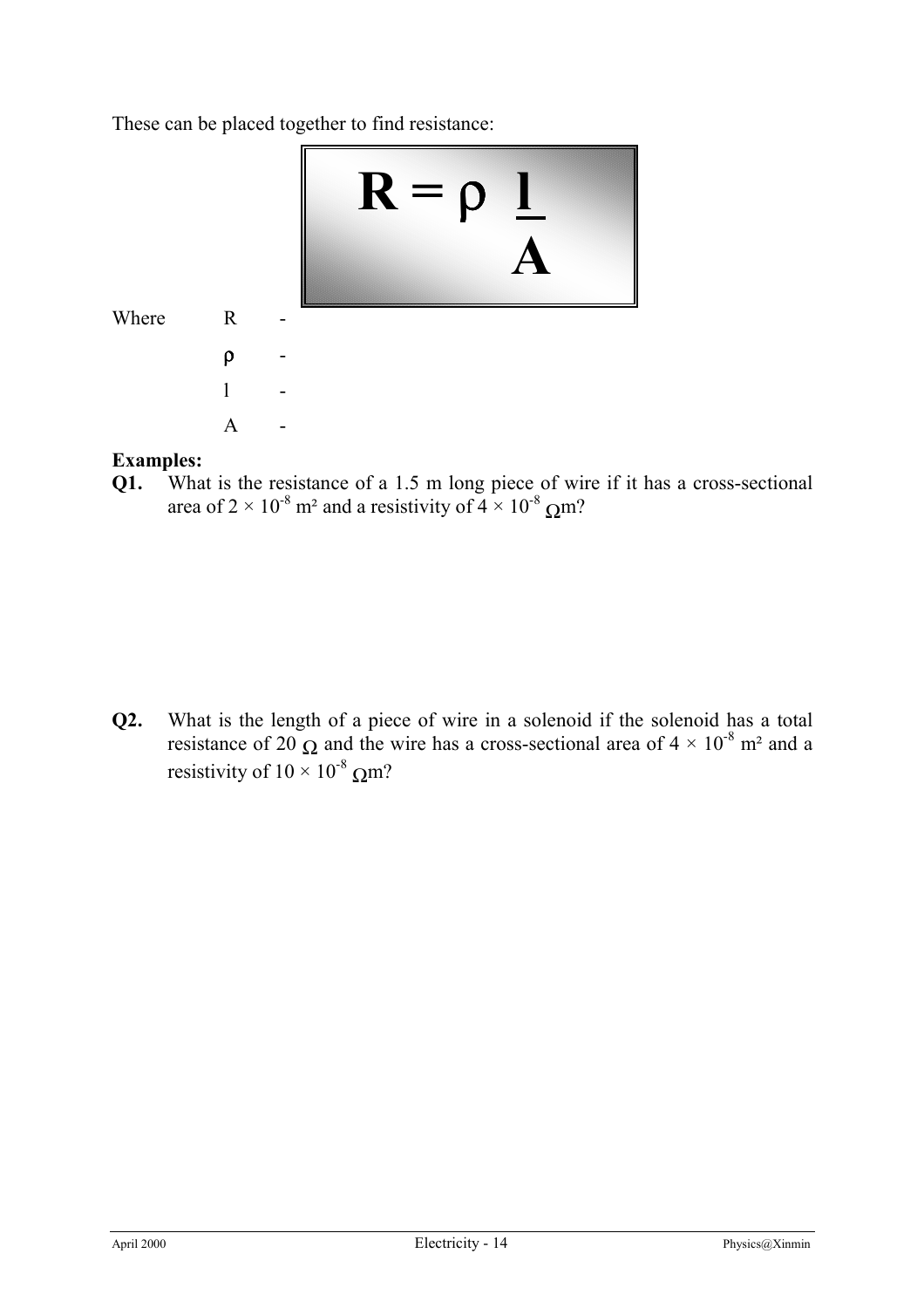These can be placed together to find resistance:

$$R = \rho \frac{l}{A}$$

Where  R  -

$\rho$  -

l  -

A  -

**Examples:**

**Q1.** What is the resistance of a 1.5 m long piece of wire if it has a cross-sectional area of $2 \times 10^{-8}$ m² and a resistivity of $4 \times 10^{-8}$ Ωm?

**Q2.** What is the length of a piece of wire in a solenoid if the solenoid has a total resistance of 20 Ω and the wire has a cross-sectional area of $4 \times 10^{-8}$ m² and a resistivity of $10 \times 10^{-8}$ Ωm?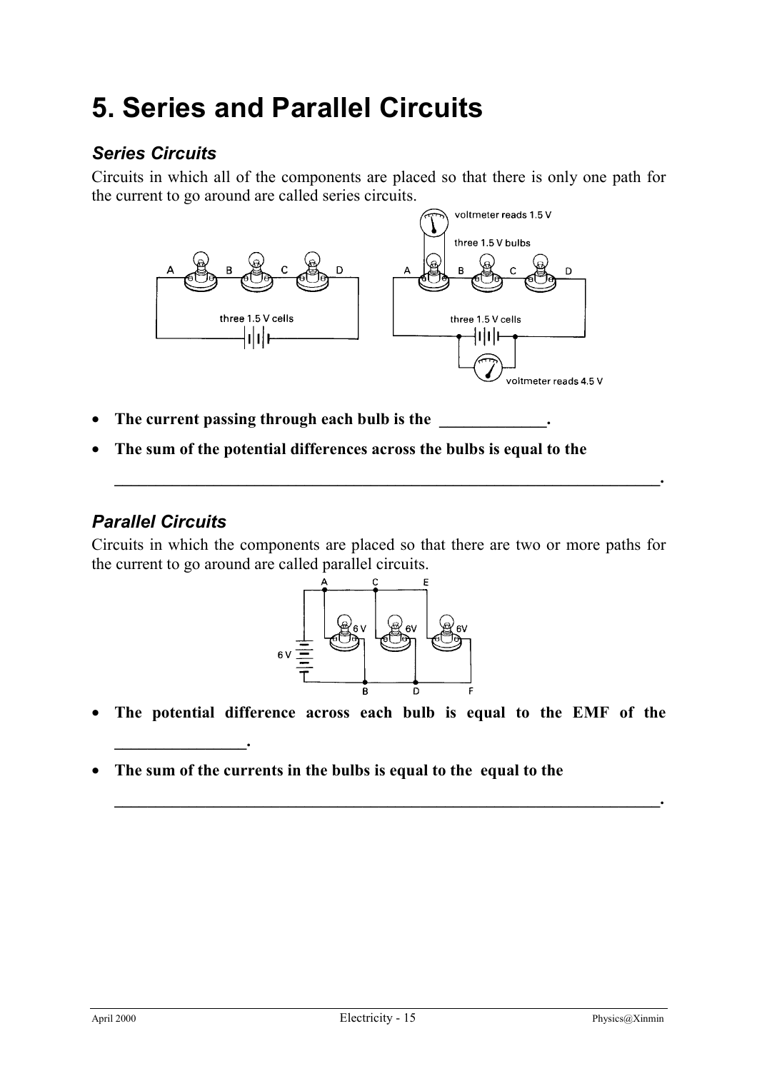# 5. Series and Parallel Circuits

## *Series Circuits*

Circuits in which all of the components are placed so that there is only one path for the current to go around are called series circuits.

- **The current passing through each bulb is the \_\_\_\_\_\_\_\_\_\_\_\_\_.**
- **The sum of the potential differences across the bulbs is equal to the**

  **\_\_\_\_\_\_\_\_\_\_\_\_\_\_\_\_\_\_\_\_\_\_\_\_\_\_\_\_\_\_\_\_\_\_\_\_\_\_\_\_\_\_\_\_\_\_\_\_\_\_\_\_\_\_\_\_\_\_\_\_\_\_\_\_.**

## *Parallel Circuits*

Circuits in which the components are placed so that there are two or more paths for the current to go around are called parallel circuits.

- **The potential difference across each bulb is equal to the EMF of the \_\_\_\_\_\_\_\_\_\_\_\_\_\_\_\_.**
- **The sum of the currents in the bulbs is equal to the equal to the**

  **\_\_\_\_\_\_\_\_\_\_\_\_\_\_\_\_\_\_\_\_\_\_\_\_\_\_\_\_\_\_\_\_\_\_\_\_\_\_\_\_\_\_\_\_\_\_\_\_\_\_\_\_\_\_\_\_\_\_\_\_\_\_\_\_.**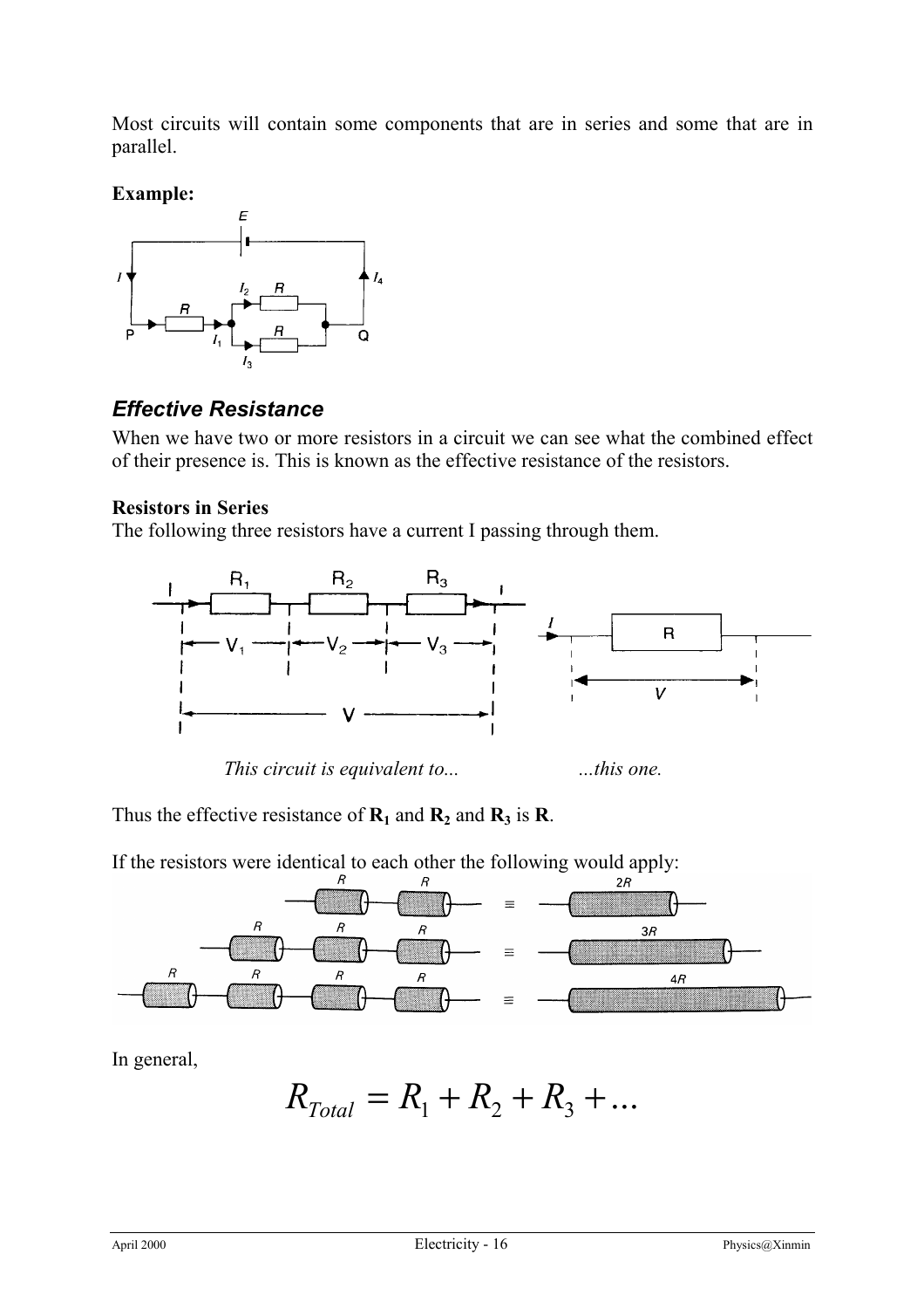Most circuits will contain some components that are in series and some that are in parallel.

**Example:**

## *Effective Resistance*

When we have two or more resistors in a circuit we can see what the combined effect of their presence is. This is known as the effective resistance of the resistors.

**Resistors in Series**

The following three resistors have a current I passing through them.

*This circuit is equivalent to...* *...this one.*

Thus the effective resistance of $\mathbf{R_1}$ and $\mathbf{R_2}$ and $\mathbf{R_3}$ is $\mathbf{R}$.

If the resistors were identical to each other the following would apply:

In general,

$$R_{Total} = R_1 + R_2 + R_3 + ...$$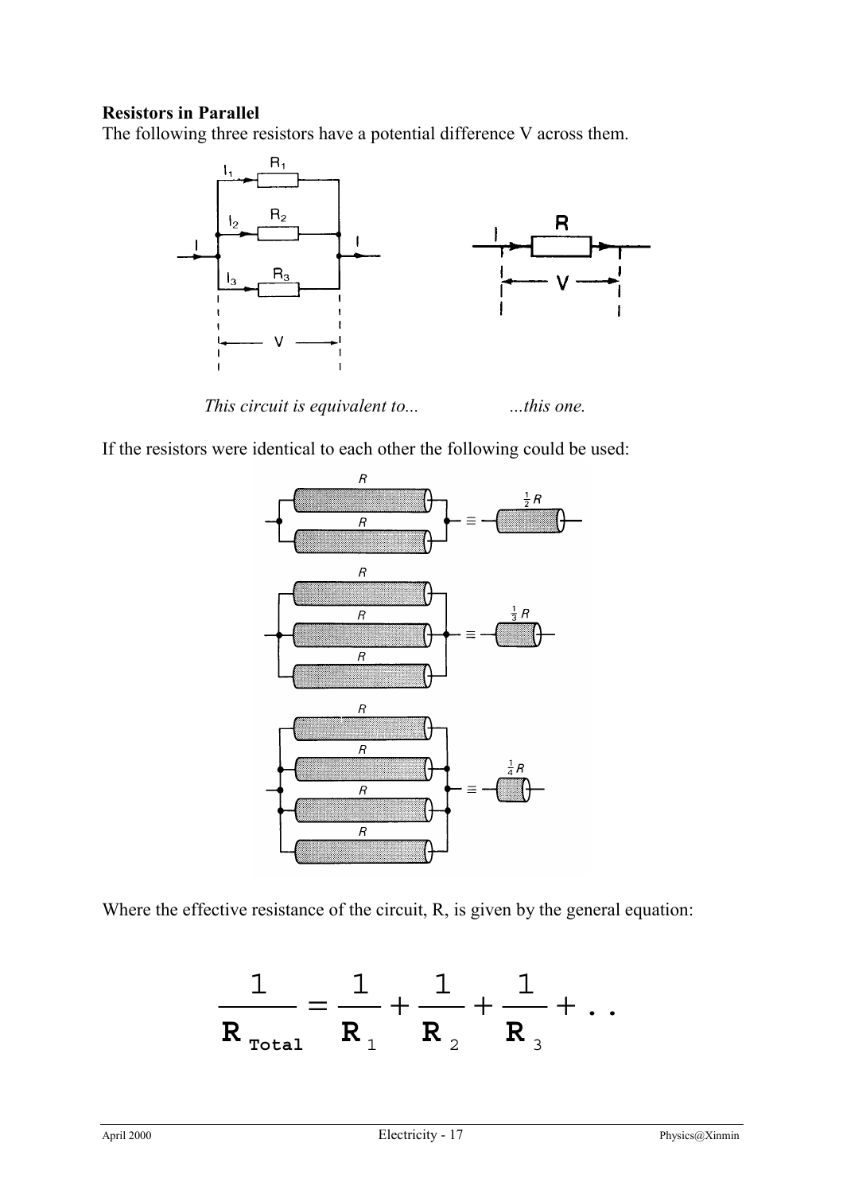**Resistors in Parallel**

The following three resistors have a potential difference V across them.

*This circuit is equivalent to...* *...this one.*

If the resistors were identical to each other the following could be used:

Where the effective resistance of the circuit, R, is given by the general equation:

$$\frac{1}{R_{Total}} = \frac{1}{R_1} + \frac{1}{R_2} + \frac{1}{R_3} + \ldots$$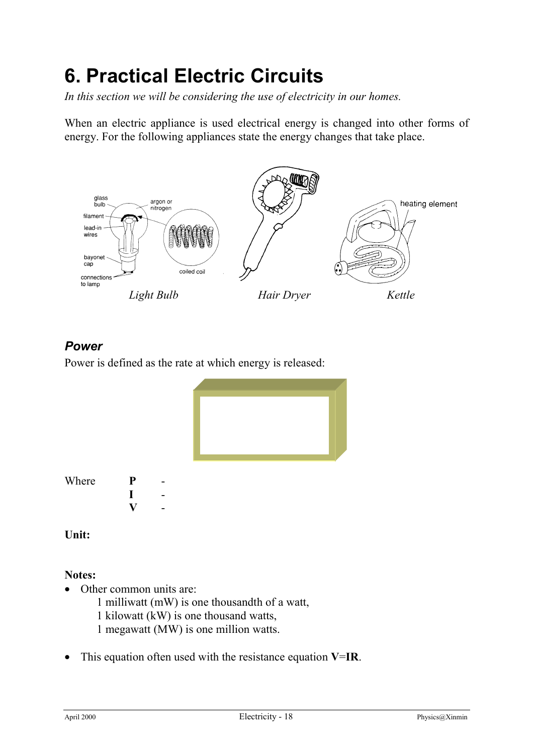# 6. Practical Electric Circuits

*In this section we will be considering the use of electricity in our homes.*

When an electric appliance is used electrical energy is changed into other forms of energy. For the following appliances state the energy changes that take place.

*Light Bulb* *Hair Dryer* *Kettle*

### *Power*

Power is defined as the rate at which energy is released:

Where **P** -
**I** -
**V** -

**Unit:**

**Notes:**

- Other common units are:
  1 milliwatt (mW) is one thousandth of a watt,
  1 kilowatt (kW) is one thousand watts,
  1 megawatt (MW) is one million watts.

- This equation often used with the resistance equation **V**=**IR**.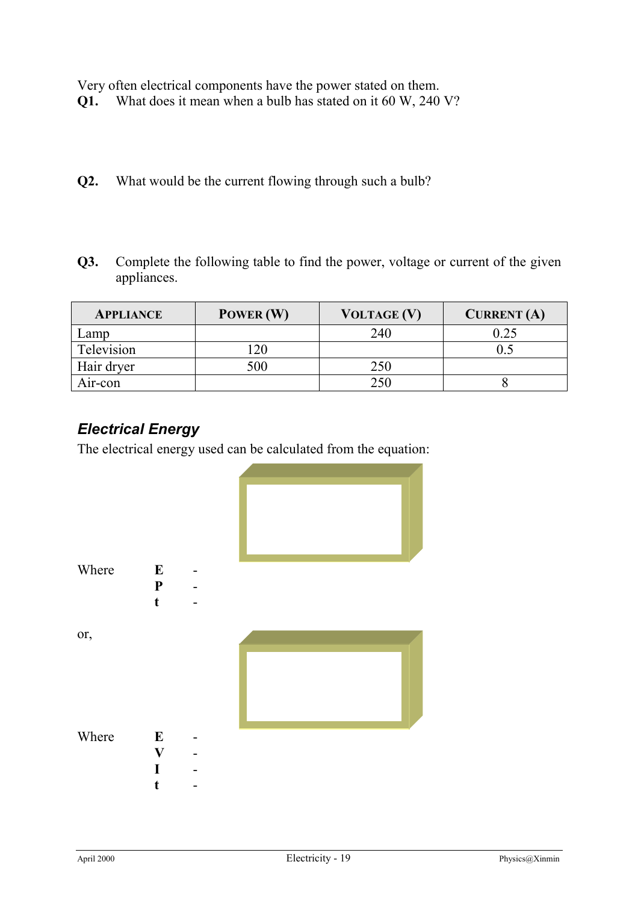Very often electrical components have the power stated on them.

**Q1.** What does it mean when a bulb has stated on it 60 W, 240 V?

**Q2.** What would be the current flowing through such a bulb?

**Q3.** Complete the following table to find the power, voltage or current of the given appliances.

| APPLIANCE | POWER (W) | VOLTAGE (V) | CURRENT (A) |
|---|---|---|---|
| Lamp | | 240 | 0.25 |
| Television | 120 | | 0.5 |
| Hair dryer | 500 | 250 | |
| Air-con | | 250 | 8 |

## *Electrical Energy*

The electrical energy used can be calculated from the equation:

Where **E** -
**P** -
**t** -

or,

Where **E** -
**V** -
**I** -
**t** -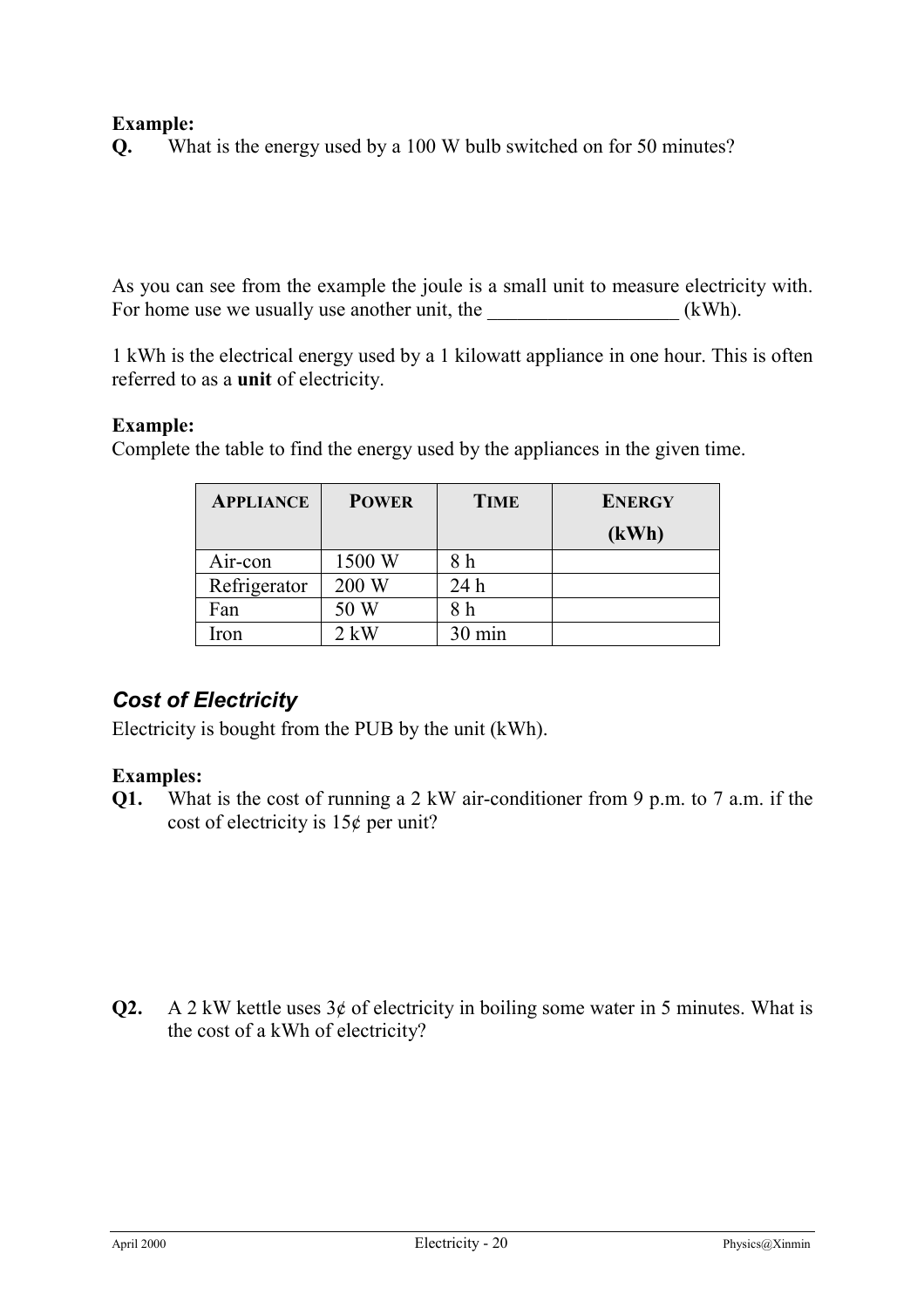**Example:**

**Q.** What is the energy used by a 100 W bulb switched on for 50 minutes?

As you can see from the example the joule is a small unit to measure electricity with. For home use we usually use another unit, the ___________________ (kWh).

1 kWh is the electrical energy used by a 1 kilowatt appliance in one hour. This is often referred to as a **unit** of electricity.

**Example:**

Complete the table to find the energy used by the appliances in the given time.

| APPLIANCE | POWER | TIME | ENERGY (kWh) |
|---|---|---|---|
| Air-con | 1500 W | 8 h | |
| Refrigerator | 200 W | 24 h | |
| Fan | 50 W | 8 h | |
| Iron | 2 kW | 30 min | |

## *Cost of Electricity*

Electricity is bought from the PUB by the unit (kWh).

**Examples:**

**Q1.** What is the cost of running a 2 kW air-conditioner from 9 p.m. to 7 a.m. if the cost of electricity is 15¢ per unit?

**Q2.** A 2 kW kettle uses 3¢ of electricity in boiling some water in 5 minutes. What is the cost of a kWh of electricity?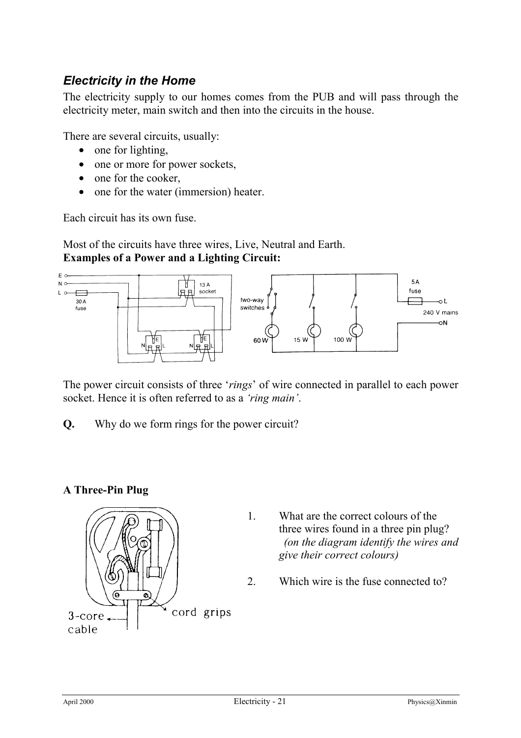## *Electricity in the Home*

The electricity supply to our homes comes from the PUB and will pass through the electricity meter, main switch and then into the circuits in the house.

There are several circuits, usually:

- one for lighting,
- one or more for power sockets,
- one for the cooker,
- one for the water (immersion) heater.

Each circuit has its own fuse.

Most of the circuits have three wires, Live, Neutral and Earth.

**Examples of a Power and a Lighting Circuit:**

The power circuit consists of three '*rings*' of wire connected in parallel to each power socket. Hence it is often referred to as a *'ring main'*.

**Q.** Why do we form rings for the power circuit?

**A Three-Pin Plug**

1. What are the correct colours of the three wires found in a three pin plug? *(on the diagram identify the wires and give their correct colours)*

2. Which wire is the fuse connected to?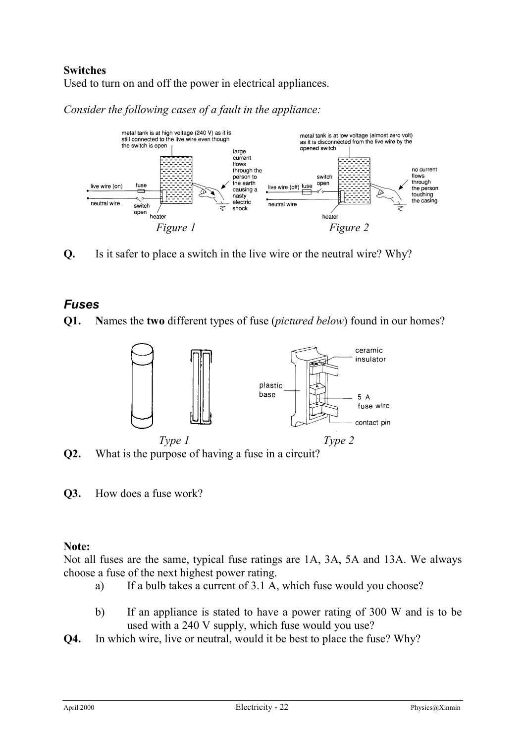**Switches**
Used to turn on and off the power in electrical appliances.

*Consider the following cases of a fault in the appliance:*

metal tank is at high voltage (240 V) as it is still connected to the live wire even though the switch is open

large current flows through the person to the earth causing a nasty electric shock

live wire (on) fuse

neutral wire switch open heater

*Figure 1*

metal tank is at low voltage (almost zero volt) as it is disconnected from the live wire by the opened switch

no current flows through the person touching the casing

live wire (off) fuse switch open

neutral wire heater

*Figure 2*

**Q.** Is it safer to place a switch in the live wire or the neutral wire? Why?

## *Fuses*

**Q1.** **N**ames the **two** different types of fuse (*pictured below*) found in our homes?

ceramic insulator

plastic base

5 A fuse wire

contact pin

*Type 1* *Type 2*

**Q2.** What is the purpose of having a fuse in a circuit?

**Q3.** How does a fuse work?

**Note:**
Not all fuses are the same, typical fuse ratings are 1A, 3A, 5A and 13A. We always choose a fuse of the next highest power rating.

a) If a bulb takes a current of 3.1 A, which fuse would you choose?

b) If an appliance is stated to have a power rating of 300 W and is to be used with a 240 V supply, which fuse would you use?

**Q4.** In which wire, live or neutral, would it be best to place the fuse? Why?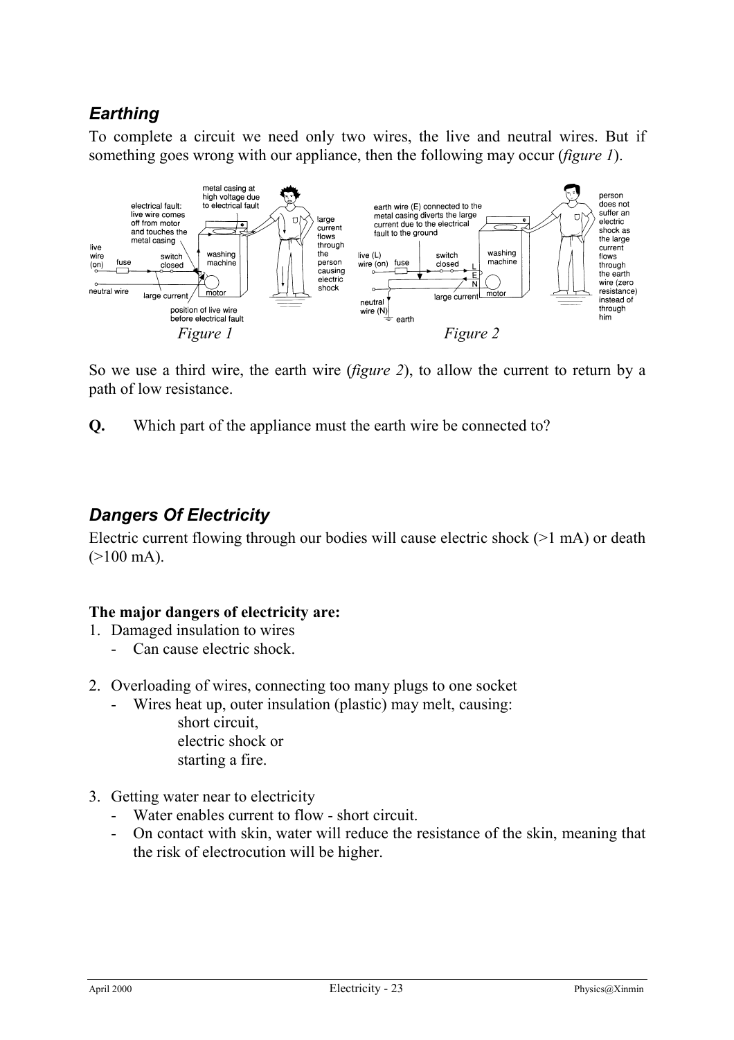## *Earthing*

To complete a circuit we need only two wires, the live and neutral wires. But if something goes wrong with our appliance, then the following may occur (*figure 1*).

metal casing at high voltage due to electrical fault

electrical fault: live wire comes off from motor and touches the metal casing

live wire (on)

fuse

switch closed

washing machine

large current flows through the person causing electric shock

neutral wire

large current

motor

position of live wire before electrical fault

*Figure 1*

earth wire (E) connected to the metal casing diverts the large current due to the electrical fault to the ground

live (L) wire (on)

fuse

switch closed

L

E

N

washing machine

person does not suffer an electric shock as the large current flows through the earth wire (zero resistance) instead of through him

neutral wire (N)

earth

large current

motor

*Figure 2*

So we use a third wire, the earth wire (*figure 2*), to allow the current to return by a path of low resistance.

**Q.** Which part of the appliance must the earth wire be connected to?

## *Dangers Of Electricity*

Electric current flowing through our bodies will cause electric shock (>1 mA) or death (>100 mA).

**The major dangers of electricity are:**

1. Damaged insulation to wires
   - Can cause electric shock.

2. Overloading of wires, connecting too many plugs to one socket
   - Wires heat up, outer insulation (plastic) may melt, causing:
     short circuit,
     electric shock or
     starting a fire.

3. Getting water near to electricity
   - Water enables current to flow - short circuit.
   - On contact with skin, water will reduce the resistance of the skin, meaning that the risk of electrocution will be higher.